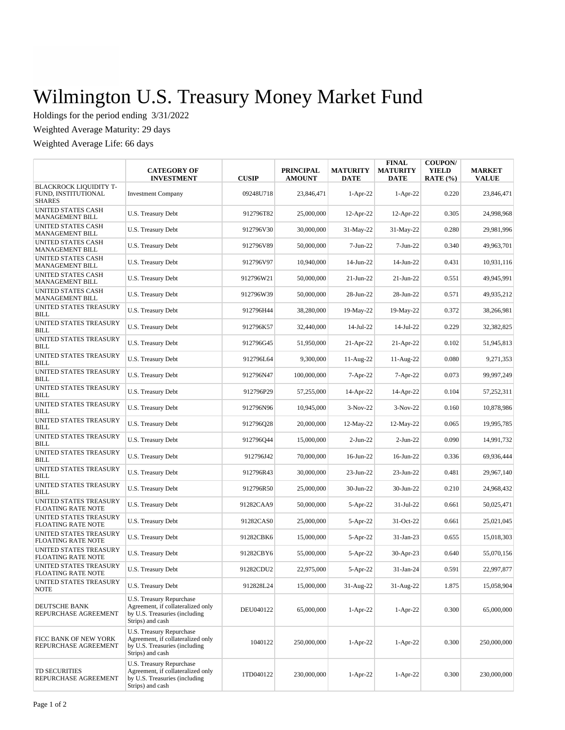# Wilmington U.S. Treasury Money Market Fund

Holdings for the period ending 3/31/2022

Weighted Average Maturity: 29 days

Weighted Average Life: 66 days

| | CATEGORY OF INVESTMENT | CUSIP | PRINCIPAL AMOUNT | MATURITY DATE | FINAL MATURITY DATE | COUPON/ YIELD RATE (%) | MARKET VALUE |
|---|---|---|---|---|---|---|---|
| BLACKROCK LIQUIDITY T-FUND, INSTITUTIONAL SHARES | Investment Company | 09248U718 | 23,846,471 | 1-Apr-22 | 1-Apr-22 | 0.220 | 23,846,471 |
| UNITED STATES CASH MANAGEMENT BILL | U.S. Treasury Debt | 912796T82 | 25,000,000 | 12-Apr-22 | 12-Apr-22 | 0.305 | 24,998,968 |
| UNITED STATES CASH MANAGEMENT BILL | U.S. Treasury Debt | 912796V30 | 30,000,000 | 31-May-22 | 31-May-22 | 0.280 | 29,981,996 |
| UNITED STATES CASH MANAGEMENT BILL | U.S. Treasury Debt | 912796V89 | 50,000,000 | 7-Jun-22 | 7-Jun-22 | 0.340 | 49,963,701 |
| UNITED STATES CASH MANAGEMENT BILL | U.S. Treasury Debt | 912796V97 | 10,940,000 | 14-Jun-22 | 14-Jun-22 | 0.431 | 10,931,116 |
| UNITED STATES CASH MANAGEMENT BILL | U.S. Treasury Debt | 912796W21 | 50,000,000 | 21-Jun-22 | 21-Jun-22 | 0.551 | 49,945,991 |
| UNITED STATES CASH MANAGEMENT BILL | U.S. Treasury Debt | 912796W39 | 50,000,000 | 28-Jun-22 | 28-Jun-22 | 0.571 | 49,935,212 |
| UNITED STATES TREASURY BILL | U.S. Treasury Debt | 912796H44 | 38,280,000 | 19-May-22 | 19-May-22 | 0.372 | 38,266,981 |
| UNITED STATES TREASURY BILL | U.S. Treasury Debt | 912796K57 | 32,440,000 | 14-Jul-22 | 14-Jul-22 | 0.229 | 32,382,825 |
| UNITED STATES TREASURY BILL | U.S. Treasury Debt | 912796G45 | 51,950,000 | 21-Apr-22 | 21-Apr-22 | 0.102 | 51,945,813 |
| UNITED STATES TREASURY BILL | U.S. Treasury Debt | 912796L64 | 9,300,000 | 11-Aug-22 | 11-Aug-22 | 0.080 | 9,271,353 |
| UNITED STATES TREASURY BILL | U.S. Treasury Debt | 912796N47 | 100,000,000 | 7-Apr-22 | 7-Apr-22 | 0.073 | 99,997,249 |
| UNITED STATES TREASURY BILL | U.S. Treasury Debt | 912796P29 | 57,255,000 | 14-Apr-22 | 14-Apr-22 | 0.104 | 57,252,311 |
| UNITED STATES TREASURY BILL | U.S. Treasury Debt | 912796N96 | 10,945,000 | 3-Nov-22 | 3-Nov-22 | 0.160 | 10,878,986 |
| UNITED STATES TREASURY BILL | U.S. Treasury Debt | 912796Q28 | 20,000,000 | 12-May-22 | 12-May-22 | 0.065 | 19,995,785 |
| UNITED STATES TREASURY BILL | U.S. Treasury Debt | 912796Q44 | 15,000,000 | 2-Jun-22 | 2-Jun-22 | 0.090 | 14,991,732 |
| UNITED STATES TREASURY BILL | U.S. Treasury Debt | 912796J42 | 70,000,000 | 16-Jun-22 | 16-Jun-22 | 0.336 | 69,936,444 |
| UNITED STATES TREASURY BILL | U.S. Treasury Debt | 912796R43 | 30,000,000 | 23-Jun-22 | 23-Jun-22 | 0.481 | 29,967,140 |
| UNITED STATES TREASURY BILL | U.S. Treasury Debt | 912796R50 | 25,000,000 | 30-Jun-22 | 30-Jun-22 | 0.210 | 24,968,432 |
| UNITED STATES TREASURY FLOATING RATE NOTE | U.S. Treasury Debt | 91282CAA9 | 50,000,000 | 5-Apr-22 | 31-Jul-22 | 0.661 | 50,025,471 |
| UNITED STATES TREASURY FLOATING RATE NOTE | U.S. Treasury Debt | 91282CAS0 | 25,000,000 | 5-Apr-22 | 31-Oct-22 | 0.661 | 25,021,045 |
| UNITED STATES TREASURY FLOATING RATE NOTE | U.S. Treasury Debt | 91282CBK6 | 15,000,000 | 5-Apr-22 | 31-Jan-23 | 0.655 | 15,018,303 |
| UNITED STATES TREASURY FLOATING RATE NOTE | U.S. Treasury Debt | 91282CBY6 | 55,000,000 | 5-Apr-22 | 30-Apr-23 | 0.640 | 55,070,156 |
| UNITED STATES TREASURY FLOATING RATE NOTE | U.S. Treasury Debt | 91282CDU2 | 22,975,000 | 5-Apr-22 | 31-Jan-24 | 0.591 | 22,997,877 |
| UNITED STATES TREASURY NOTE | U.S. Treasury Debt | 912828L24 | 15,000,000 | 31-Aug-22 | 31-Aug-22 | 1.875 | 15,058,904 |
| DEUTSCHE BANK REPURCHASE AGREEMENT | U.S. Treasury Repurchase Agreement, if collateralized only by U.S. Treasuries (including Strips) and cash | DEU040122 | 65,000,000 | 1-Apr-22 | 1-Apr-22 | 0.300 | 65,000,000 |
| FICC BANK OF NEW YORK REPURCHASE AGREEMENT | U.S. Treasury Repurchase Agreement, if collateralized only by U.S. Treasuries (including Strips) and cash | 1040122 | 250,000,000 | 1-Apr-22 | 1-Apr-22 | 0.300 | 250,000,000 |
| TD SECURITIES REPURCHASE AGREEMENT | U.S. Treasury Repurchase Agreement, if collateralized only by U.S. Treasuries (including Strips) and cash | 1TD040122 | 230,000,000 | 1-Apr-22 | 1-Apr-22 | 0.300 | 230,000,000 |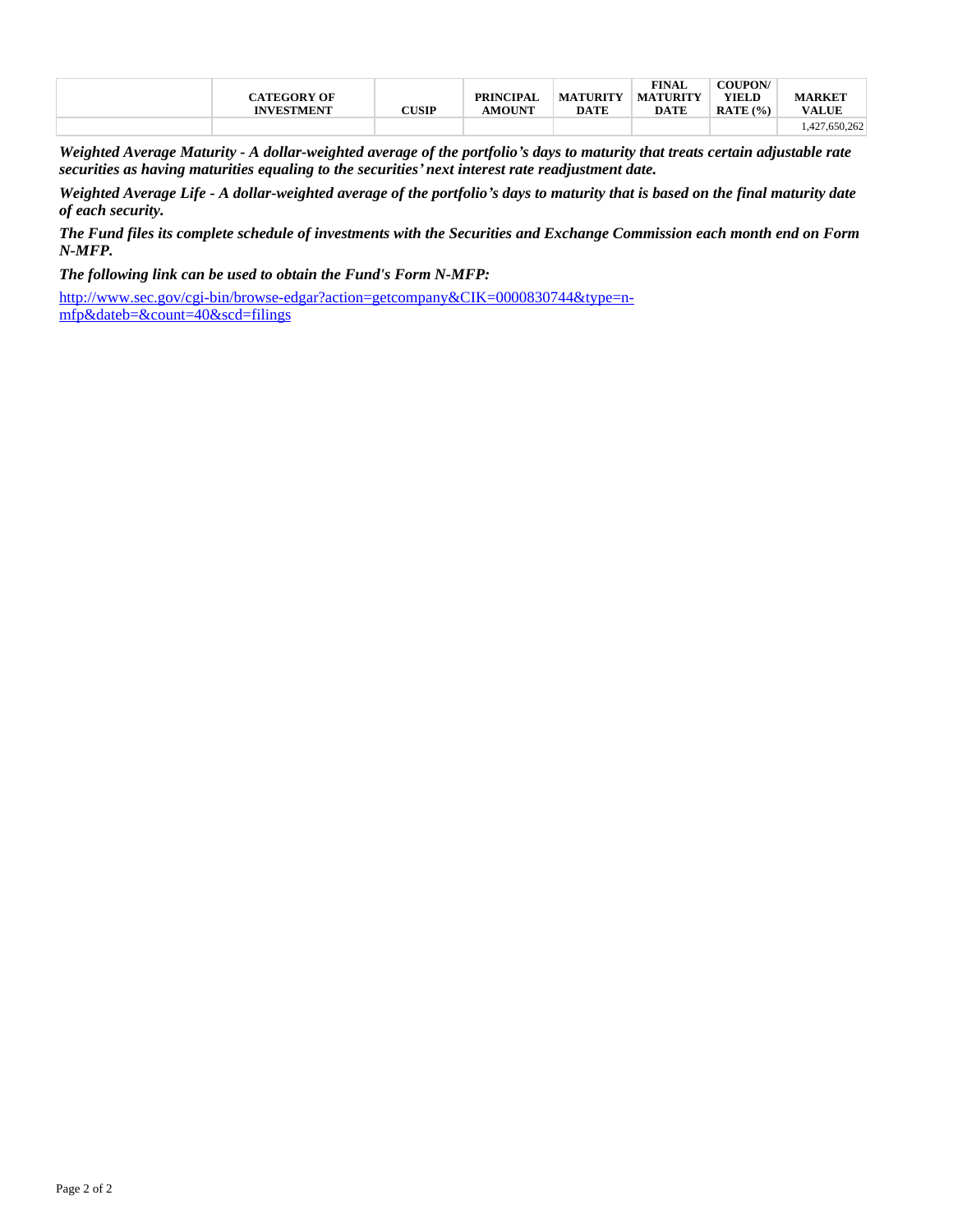| | CATEGORY OF INVESTMENT | CUSIP | PRINCIPAL AMOUNT | MATURITY DATE | FINAL MATURITY DATE | COUPON/ YIELD RATE (%) | MARKET VALUE |
|---|---|---|---|---|---|---|---|
| | | | | | | | 1,427,650,262 |

***Weighted Average Maturity - A dollar-weighted average of the portfolio's days to maturity that treats certain adjustable rate securities as having maturities equaling to the securities' next interest rate readjustment date.***

***Weighted Average Life - A dollar-weighted average of the portfolio's days to maturity that is based on the final maturity date of each security.***

***The Fund files its complete schedule of investments with the Securities and Exchange Commission each month end on Form N-MFP.***

***The following link can be used to obtain the Fund's Form N-MFP:***

[http://www.sec.gov/cgi-bin/browse-edgar?action=getcompany&CIK=0000830744&type=n-mfp&dateb=&count=40&scd=filings](http://www.sec.gov/cgi-bin/browse-edgar?action=getcompany&CIK=0000830744&type=n-mfp&dateb=&count=40&scd=filings)